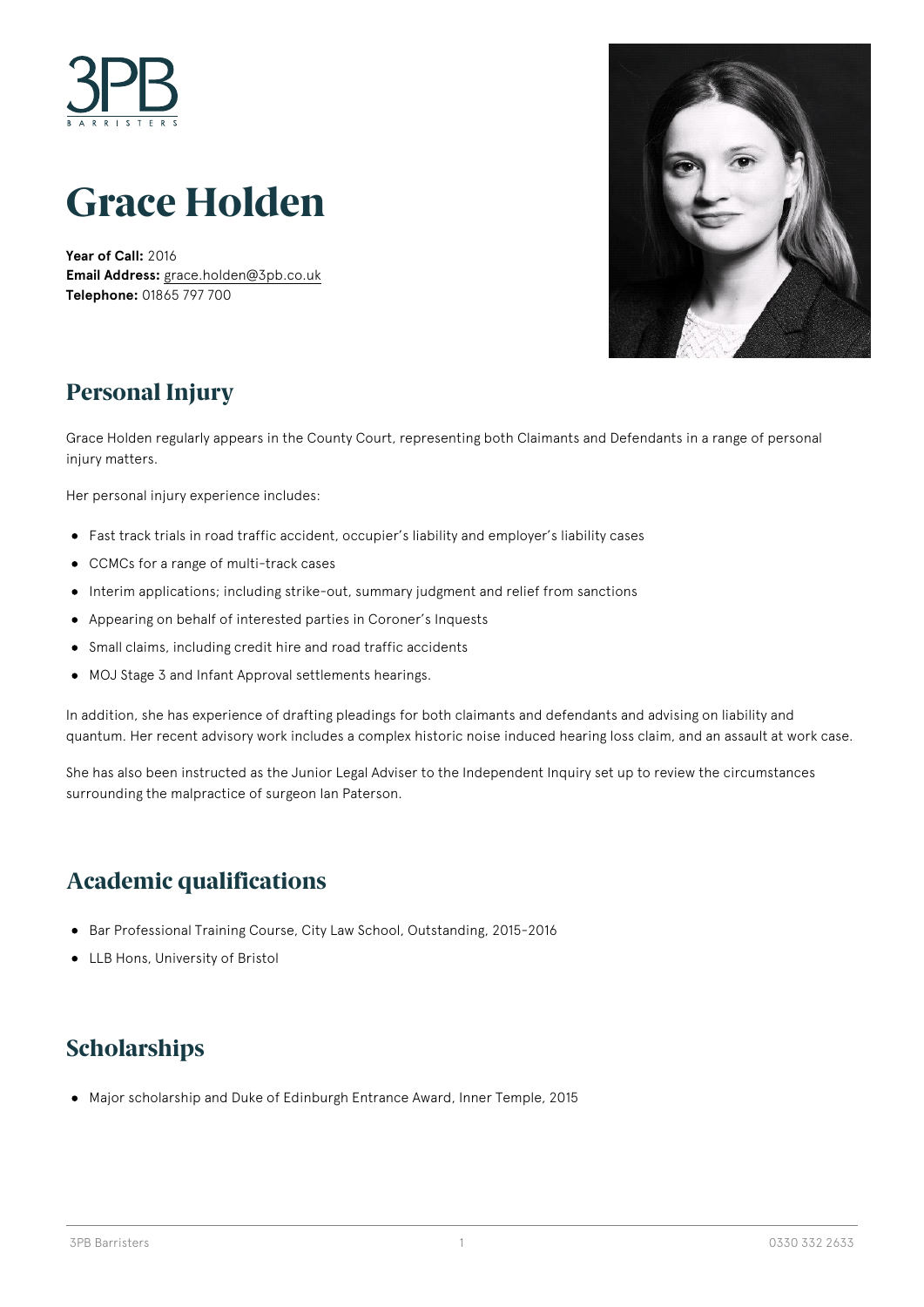# Grace Holden

**Year of Call:** 2016
**Email Address:** grace.holden@3pb.co.uk
**Telephone:** 01865 797 700

## Personal Injury

Grace Holden regularly appears in the County Court, representing both Claimants and Defendants in a range of personal injury matters.

Her personal injury experience includes:

- Fast track trials in road traffic accident, occupier's liability and employer's liability cases
- CCMCs for a range of multi-track cases
- Interim applications; including strike-out, summary judgment and relief from sanctions
- Appearing on behalf of interested parties in Coroner's Inquests
- Small claims, including credit hire and road traffic accidents
- MOJ Stage 3 and Infant Approval settlements hearings.

In addition, she has experience of drafting pleadings for both claimants and defendants and advising on liability and quantum. Her recent advisory work includes a complex historic noise induced hearing loss claim, and an assault at work case.

She has also been instructed as the Junior Legal Adviser to the Independent Inquiry set up to review the circumstances surrounding the malpractice of surgeon Ian Paterson.

## Academic qualifications

- Bar Professional Training Course, City Law School, Outstanding, 2015-2016
- LLB Hons, University of Bristol

## Scholarships

- Major scholarship and Duke of Edinburgh Entrance Award, Inner Temple, 2015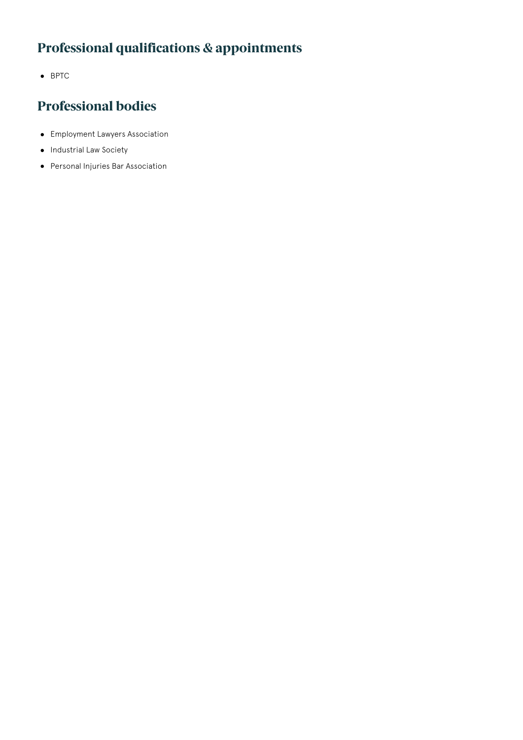## Professional qualifications & appointments

- BPTC

## Professional bodies

- Employment Lawyers Association
- Industrial Law Society
- Personal Injuries Bar Association